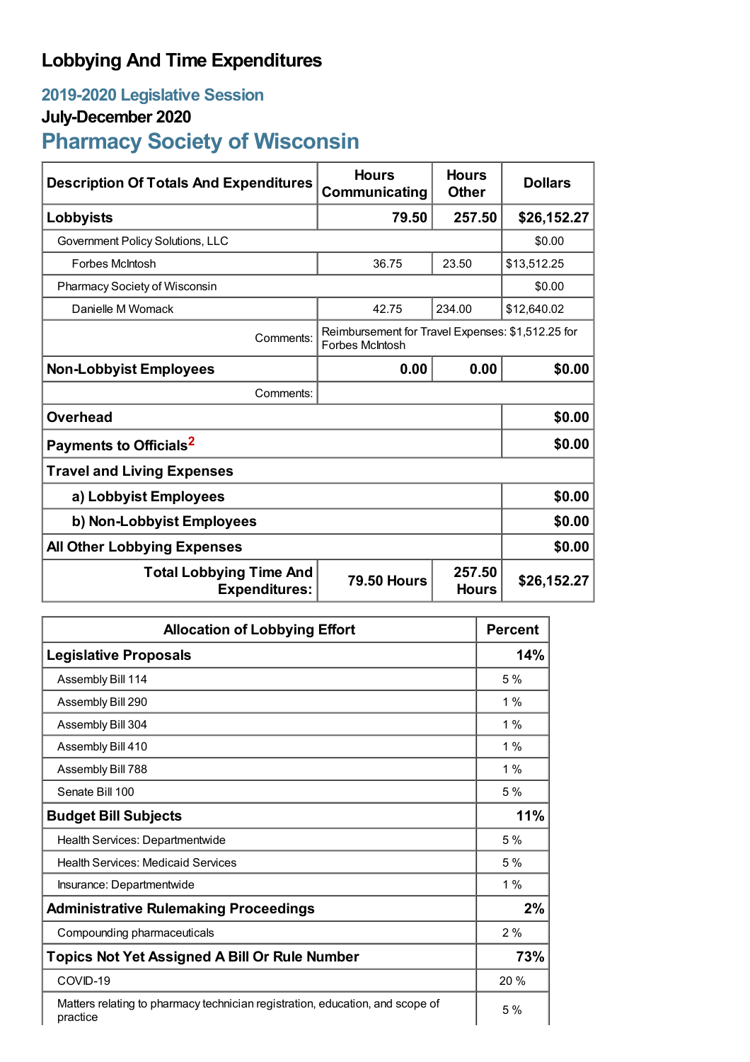# Lobbying And Time Expenditures

## 2019-2020 Legislative Session

### July-December 2020

## Pharmacy Society of Wisconsin

| Description Of Totals And Expenditures | Hours Communicating | Hours Other | Dollars |
|---|---|---|---|
| **Lobbyists** | **79.50** | **257.50** | **$26,152.27** |
| Government Policy Solutions, LLC | | | $0.00 |
| Forbes McIntosh | 36.75 | 23.50 | $13,512.25 |
| Pharmacy Society of Wisconsin | | | $0.00 |
| Danielle M Womack | 42.75 | 234.00 | $12,640.02 |
| Comments: | Reimbursement for Travel Expenses: $1,512.25 for Forbes McIntosh | | |
| **Non-Lobbyist Employees** | **0.00** | **0.00** | **$0.00** |
| Comments: | | | |
| **Overhead** | | | **$0.00** |
| **Payments to Officials**[2] | | | **$0.00** |
| **Travel and Living Expenses** | | | |
| **a) Lobbyist Employees** | | | **$0.00** |
| **b) Non-Lobbyist Employees** | | | **$0.00** |
| **All Other Lobbying Expenses** | | | **$0.00** |
| **Total Lobbying Time And Expenditures:** | **79.50 Hours** | **257.50 Hours** | **$26,152.27** |

| Allocation of Lobbying Effort | Percent |
|---|---|
| **Legislative Proposals** | **14%** |
| Assembly Bill 114 | 5 % |
| Assembly Bill 290 | 1 % |
| Assembly Bill 304 | 1 % |
| Assembly Bill 410 | 1 % |
| Assembly Bill 788 | 1 % |
| Senate Bill 100 | 5 % |
| **Budget Bill Subjects** | **11%** |
| Health Services: Departmentwide | 5 % |
| Health Services: Medicaid Services | 5 % |
| Insurance: Departmentwide | 1 % |
| **Administrative Rulemaking Proceedings** | **2%** |
| Compounding pharmaceuticals | 2 % |
| **Topics Not Yet Assigned A Bill Or Rule Number** | **73%** |
| COVID-19 | 20 % |
| Matters relating to pharmacy technician registration, education, and scope of practice | 5 % |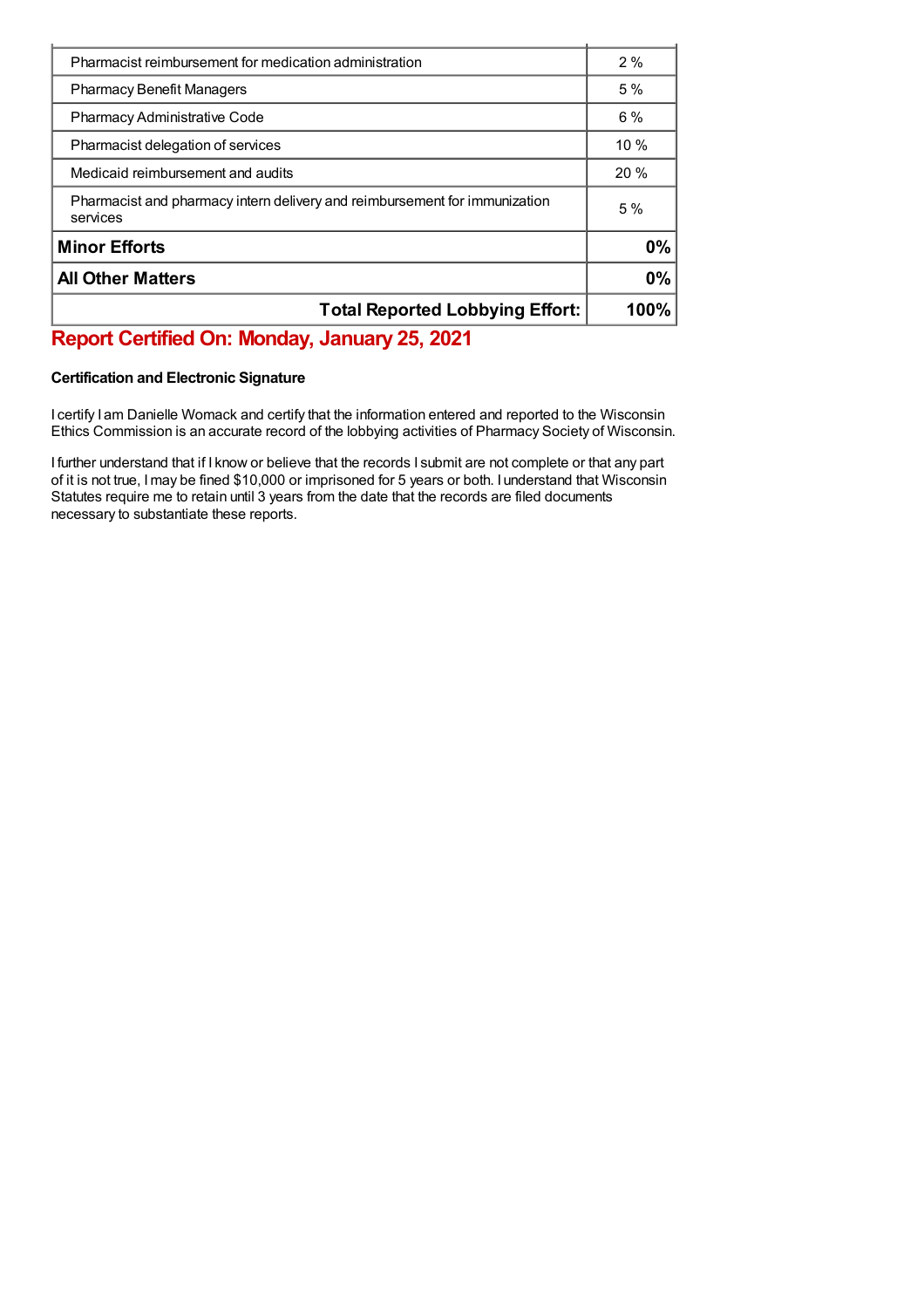| | |
|---|---|
| Pharmacist reimbursement for medication administration | 2 % |
| Pharmacy Benefit Managers | 5 % |
| Pharmacy Administrative Code | 6 % |
| Pharmacist delegation of services | 10 % |
| Medicaid reimbursement and audits | 20 % |
| Pharmacist and pharmacy intern delivery and reimbursement for immunization services | 5 % |
| **Minor Efforts** | **0%** |
| **All Other Matters** | **0%** |
| **Total Reported Lobbying Effort:** | **100%** |

## Report Certified On: Monday, January 25, 2021

**Certification and Electronic Signature**

I certify I am Danielle Womack and certify that the information entered and reported to the Wisconsin Ethics Commission is an accurate record of the lobbying activities of Pharmacy Society of Wisconsin.

I further understand that if I know or believe that the records I submit are not complete or that any part of it is not true, I may be fined $10,000 or imprisoned for 5 years or both. I understand that Wisconsin Statutes require me to retain until 3 years from the date that the records are filed documents necessary to substantiate these reports.